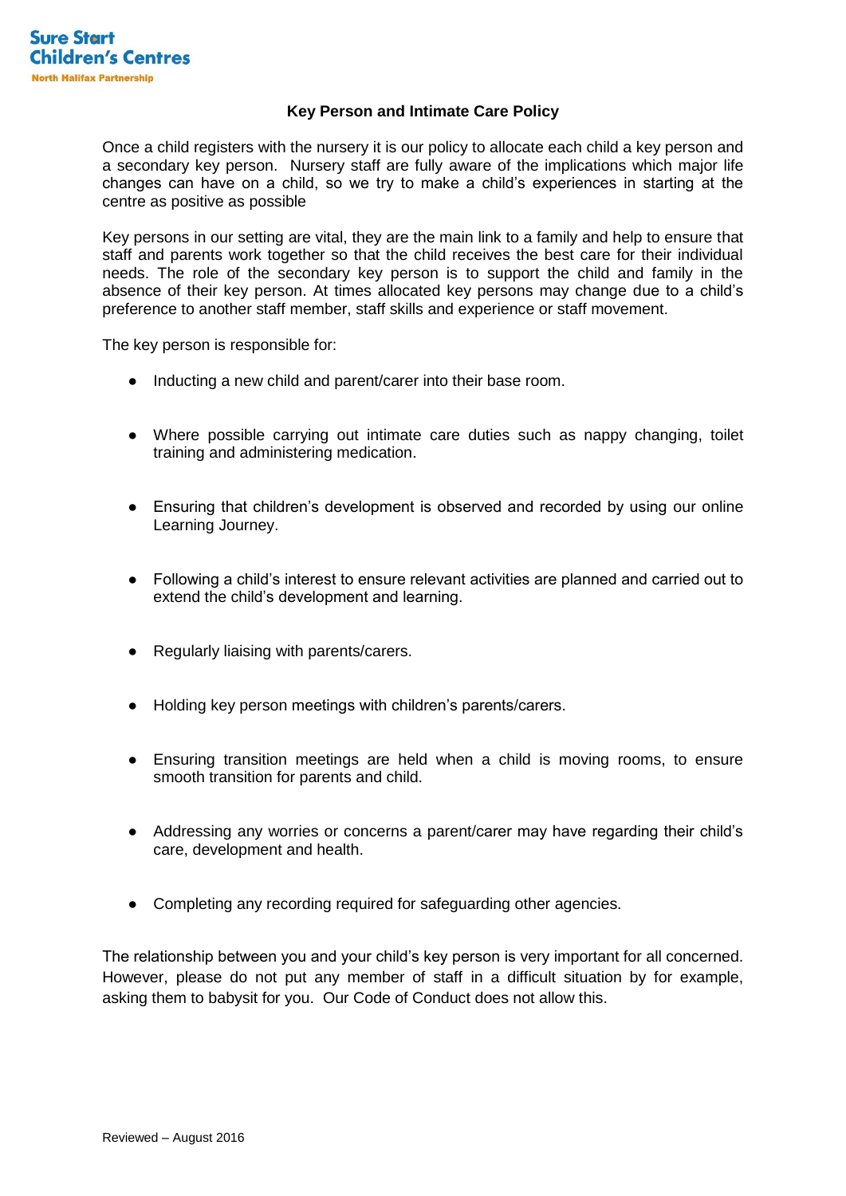Sure Start Children's Centres
North Halifax Partnership

# Key Person and Intimate Care Policy

Once a child registers with the nursery it is our policy to allocate each child a key person and a secondary key person. Nursery staff are fully aware of the implications which major life changes can have on a child, so we try to make a child's experiences in starting at the centre as positive as possible

Key persons in our setting are vital, they are the main link to a family and help to ensure that staff and parents work together so that the child receives the best care for their individual needs. The role of the secondary key person is to support the child and family in the absence of their key person. At times allocated key persons may change due to a child's preference to another staff member, staff skills and experience or staff movement.

The key person is responsible for:

- Inducting a new child and parent/carer into their base room.
- Where possible carrying out intimate care duties such as nappy changing, toilet training and administering medication.
- Ensuring that children's development is observed and recorded by using our online Learning Journey.
- Following a child's interest to ensure relevant activities are planned and carried out to extend the child's development and learning.
- Regularly liaising with parents/carers.
- Holding key person meetings with children's parents/carers.
- Ensuring transition meetings are held when a child is moving rooms, to ensure smooth transition for parents and child.
- Addressing any worries or concerns a parent/carer may have regarding their child's care, development and health.
- Completing any recording required for safeguarding other agencies.

The relationship between you and your child's key person is very important for all concerned. However, please do not put any member of staff in a difficult situation by for example, asking them to babysit for you. Our Code of Conduct does not allow this.

Reviewed – August 2016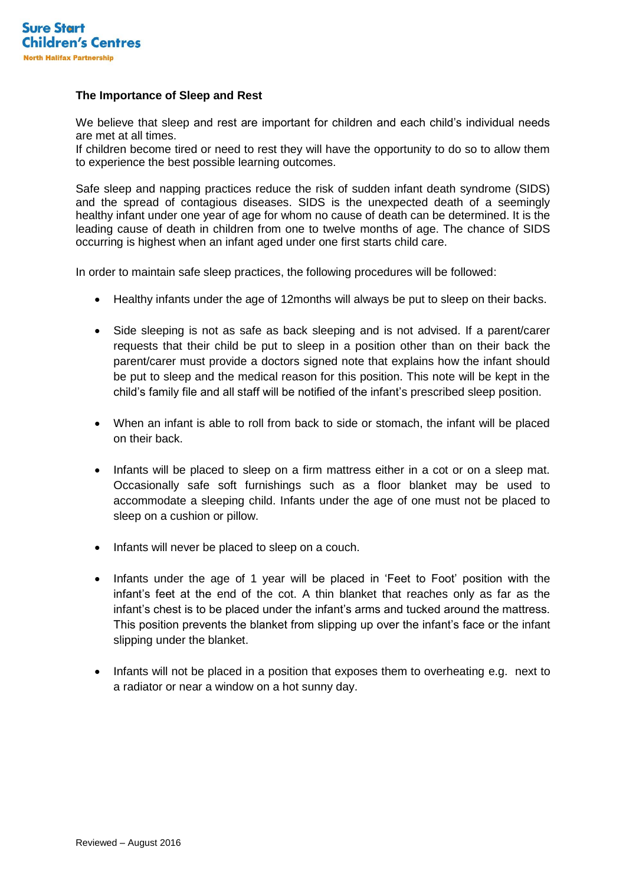**The Importance of Sleep and Rest**

We believe that sleep and rest are important for children and each child's individual needs are met at all times.
If children become tired or need to rest they will have the opportunity to do so to allow them to experience the best possible learning outcomes.

Safe sleep and napping practices reduce the risk of sudden infant death syndrome (SIDS) and the spread of contagious diseases. SIDS is the unexpected death of a seemingly healthy infant under one year of age for whom no cause of death can be determined. It is the leading cause of death in children from one to twelve months of age. The chance of SIDS occurring is highest when an infant aged under one first starts child care.

In order to maintain safe sleep practices, the following procedures will be followed:

- Healthy infants under the age of 12months will always be put to sleep on their backs.
- Side sleeping is not as safe as back sleeping and is not advised. If a parent/carer requests that their child be put to sleep in a position other than on their back the parent/carer must provide a doctors signed note that explains how the infant should be put to sleep and the medical reason for this position. This note will be kept in the child's family file and all staff will be notified of the infant's prescribed sleep position.
- When an infant is able to roll from back to side or stomach, the infant will be placed on their back.
- Infants will be placed to sleep on a firm mattress either in a cot or on a sleep mat. Occasionally safe soft furnishings such as a floor blanket may be used to accommodate a sleeping child. Infants under the age of one must not be placed to sleep on a cushion or pillow.
- Infants will never be placed to sleep on a couch.
- Infants under the age of 1 year will be placed in 'Feet to Foot' position with the infant's feet at the end of the cot. A thin blanket that reaches only as far as the infant's chest is to be placed under the infant's arms and tucked around the mattress. This position prevents the blanket from slipping up over the infant's face or the infant slipping under the blanket.
- Infants will not be placed in a position that exposes them to overheating e.g. next to a radiator or near a window on a hot sunny day.

Reviewed – August 2016